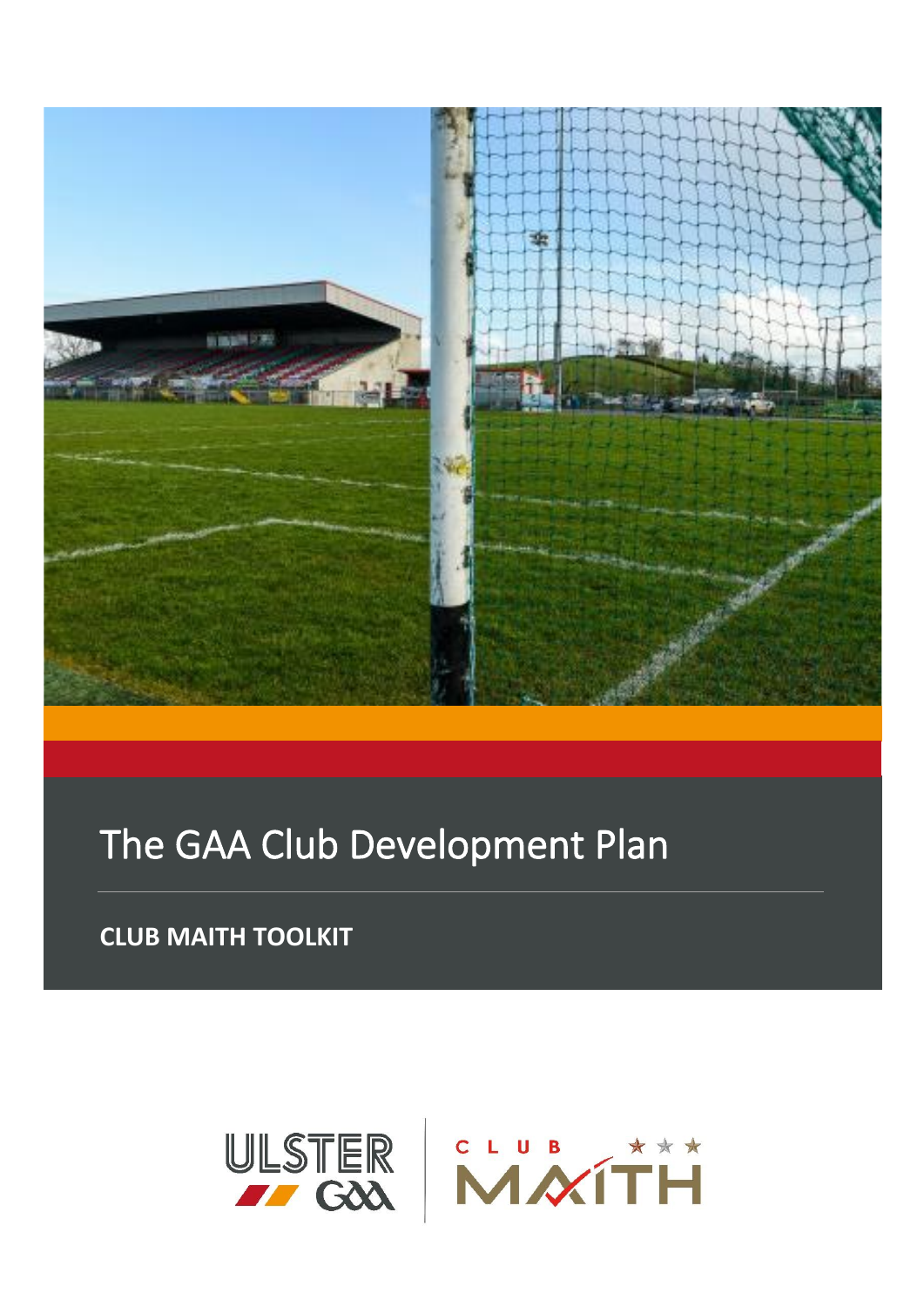# The GAA Club Development Plan

**CLUB MAITH TOOLKIT**

ULSTER GAA | CLUB MAITH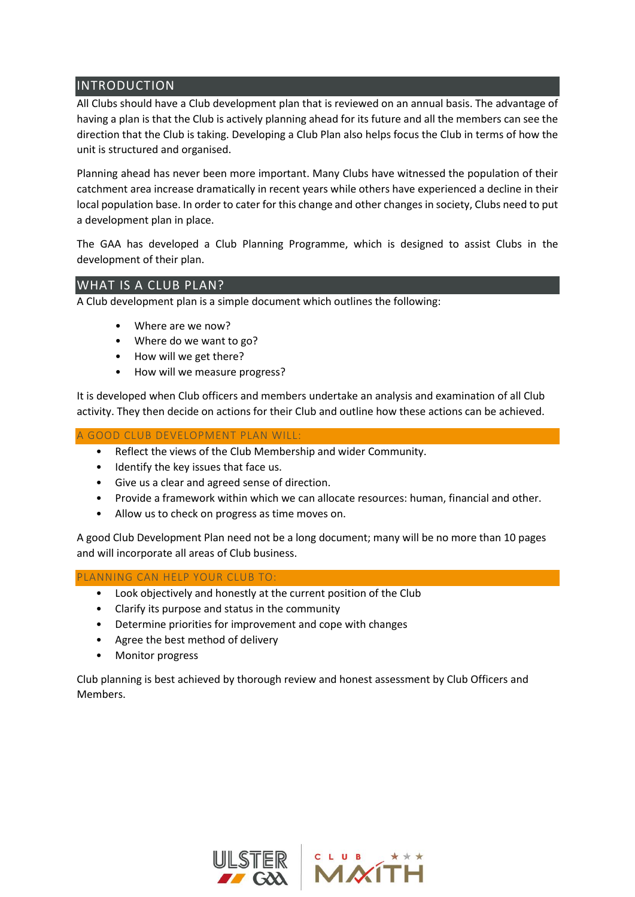## INTRODUCTION

All Clubs should have a Club development plan that is reviewed on an annual basis. The advantage of having a plan is that the Club is actively planning ahead for its future and all the members can see the direction that the Club is taking. Developing a Club Plan also helps focus the Club in terms of how the unit is structured and organised.

Planning ahead has never been more important. Many Clubs have witnessed the population of their catchment area increase dramatically in recent years while others have experienced a decline in their local population base. In order to cater for this change and other changes in society, Clubs need to put a development plan in place.

The GAA has developed a Club Planning Programme, which is designed to assist Clubs in the development of their plan.

## WHAT IS A CLUB PLAN?

A Club development plan is a simple document which outlines the following:

- Where are we now?
- Where do we want to go?
- How will we get there?
- How will we measure progress?

It is developed when Club officers and members undertake an analysis and examination of all Club activity. They then decide on actions for their Club and outline how these actions can be achieved.

### A GOOD CLUB DEVELOPMENT PLAN WILL:

- Reflect the views of the Club Membership and wider Community.
- Identify the key issues that face us.
- Give us a clear and agreed sense of direction.
- Provide a framework within which we can allocate resources: human, financial and other.
- Allow us to check on progress as time moves on.

A good Club Development Plan need not be a long document; many will be no more than 10 pages and will incorporate all areas of Club business.

### PLANNING CAN HELP YOUR CLUB TO:

- Look objectively and honestly at the current position of the Club
- Clarify its purpose and status in the community
- Determine priorities for improvement and cope with changes
- Agree the best method of delivery
- Monitor progress

Club planning is best achieved by thorough review and honest assessment by Club Officers and Members.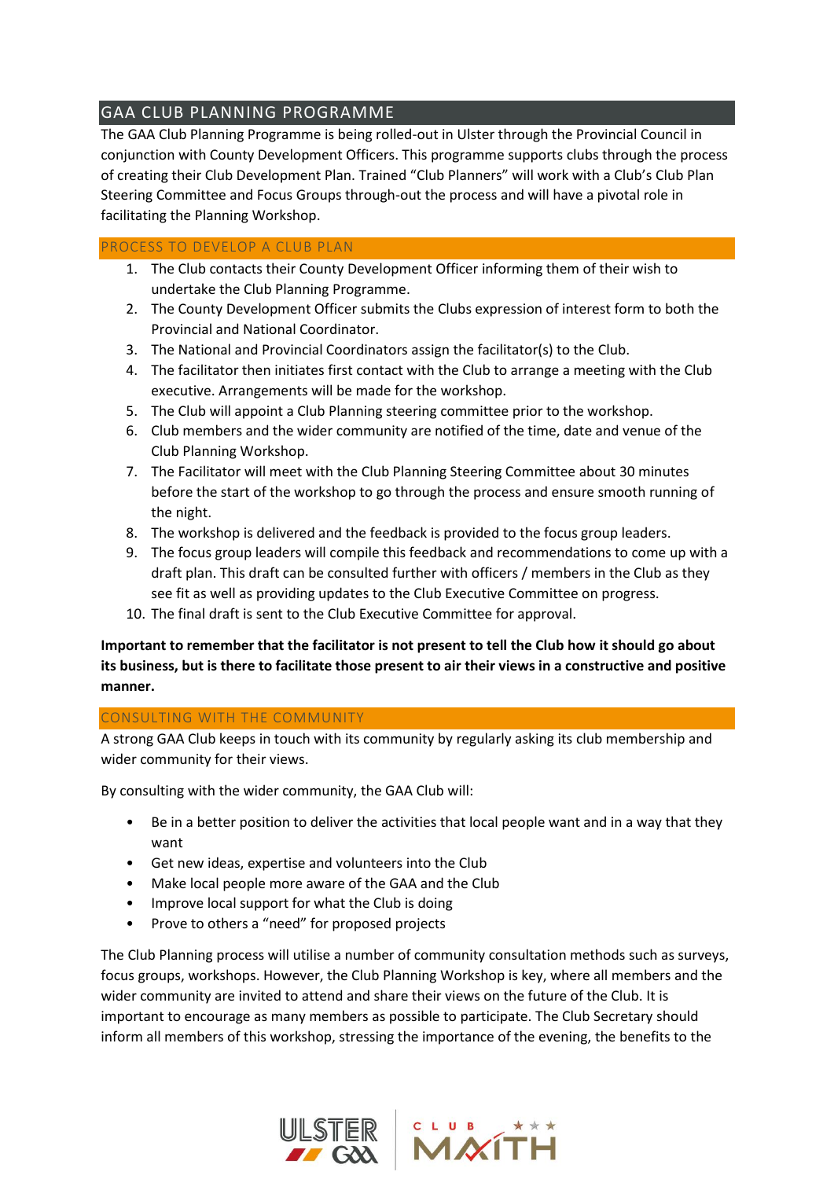## GAA CLUB PLANNING PROGRAMME

The GAA Club Planning Programme is being rolled-out in Ulster through the Provincial Council in conjunction with County Development Officers. This programme supports clubs through the process of creating their Club Development Plan. Trained "Club Planners" will work with a Club's Club Plan Steering Committee and Focus Groups through-out the process and will have a pivotal role in facilitating the Planning Workshop.

### PROCESS TO DEVELOP A CLUB PLAN

1. The Club contacts their County Development Officer informing them of their wish to undertake the Club Planning Programme.
2. The County Development Officer submits the Clubs expression of interest form to both the Provincial and National Coordinator.
3. The National and Provincial Coordinators assign the facilitator(s) to the Club.
4. The facilitator then initiates first contact with the Club to arrange a meeting with the Club executive. Arrangements will be made for the workshop.
5. The Club will appoint a Club Planning steering committee prior to the workshop.
6. Club members and the wider community are notified of the time, date and venue of the Club Planning Workshop.
7. The Facilitator will meet with the Club Planning Steering Committee about 30 minutes before the start of the workshop to go through the process and ensure smooth running of the night.
8. The workshop is delivered and the feedback is provided to the focus group leaders.
9. The focus group leaders will compile this feedback and recommendations to come up with a draft plan. This draft can be consulted further with officers / members in the Club as they see fit as well as providing updates to the Club Executive Committee on progress.
10. The final draft is sent to the Club Executive Committee for approval.

**Important to remember that the facilitator is not present to tell the Club how it should go about its business, but is there to facilitate those present to air their views in a constructive and positive manner.**

### CONSULTING WITH THE COMMUNITY

A strong GAA Club keeps in touch with its community by regularly asking its club membership and wider community for their views.

By consulting with the wider community, the GAA Club will:

- Be in a better position to deliver the activities that local people want and in a way that they want
- Get new ideas, expertise and volunteers into the Club
- Make local people more aware of the GAA and the Club
- Improve local support for what the Club is doing
- Prove to others a "need" for proposed projects

The Club Planning process will utilise a number of community consultation methods such as surveys, focus groups, workshops. However, the Club Planning Workshop is key, where all members and the wider community are invited to attend and share their views on the future of the Club. It is important to encourage as many members as possible to participate. The Club Secretary should inform all members of this workshop, stressing the importance of the evening, the benefits to the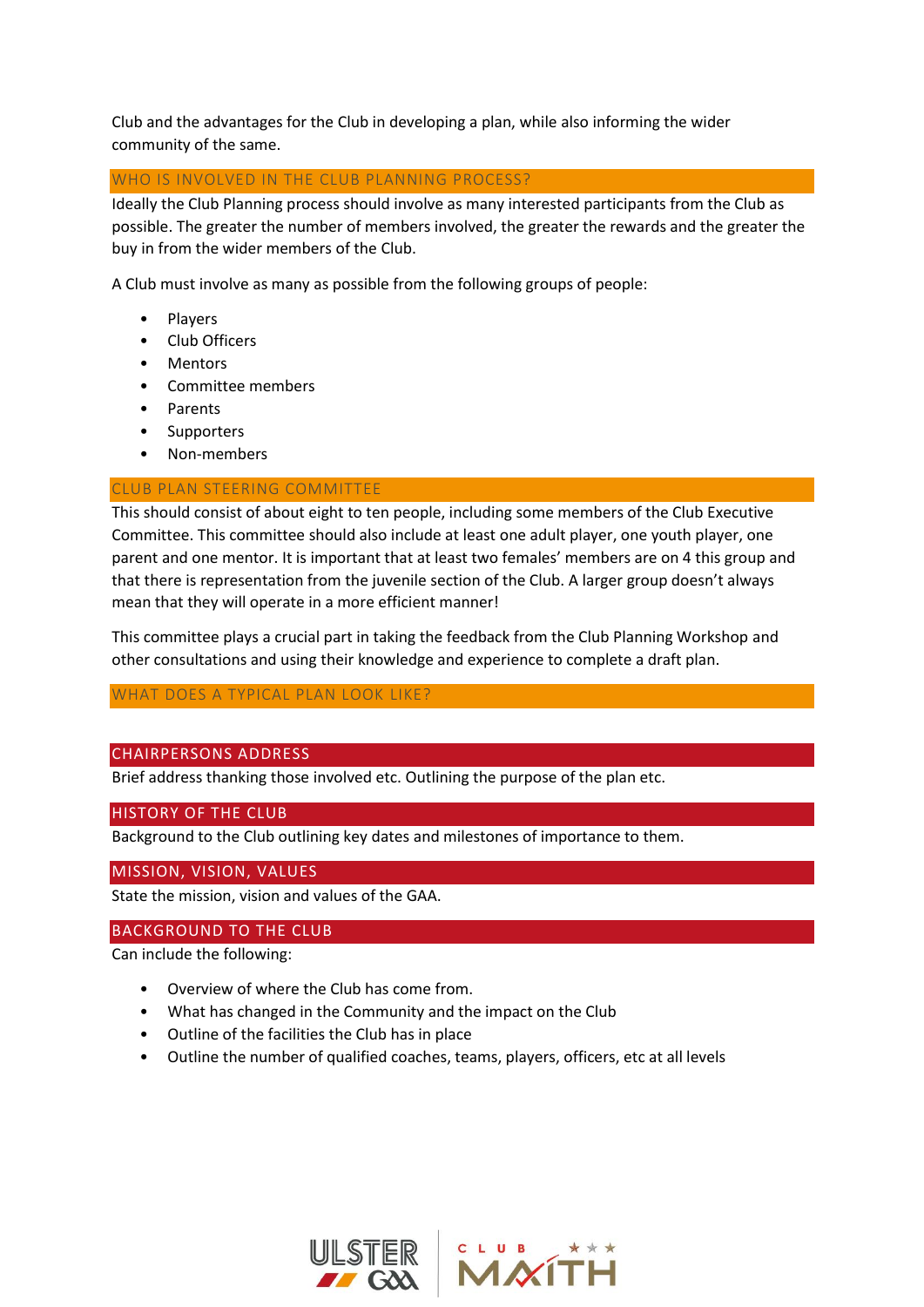Club and the advantages for the Club in developing a plan, while also informing the wider community of the same.

## WHO IS INVOLVED IN THE CLUB PLANNING PROCESS?

Ideally the Club Planning process should involve as many interested participants from the Club as possible. The greater the number of members involved, the greater the rewards and the greater the buy in from the wider members of the Club.

A Club must involve as many as possible from the following groups of people:

- Players
- Club Officers
- Mentors
- Committee members
- Parents
- Supporters
- Non-members

## CLUB PLAN STEERING COMMITTEE

This should consist of about eight to ten people, including some members of the Club Executive Committee. This committee should also include at least one adult player, one youth player, one parent and one mentor. It is important that at least two females' members are on 4 this group and that there is representation from the juvenile section of the Club. A larger group doesn't always mean that they will operate in a more efficient manner!

This committee plays a crucial part in taking the feedback from the Club Planning Workshop and other consultations and using their knowledge and experience to complete a draft plan.

## WHAT DOES A TYPICAL PLAN LOOK LIKE?

### CHAIRPERSONS ADDRESS

Brief address thanking those involved etc. Outlining the purpose of the plan etc.

### HISTORY OF THE CLUB

Background to the Club outlining key dates and milestones of importance to them.

### MISSION, VISION, VALUES

State the mission, vision and values of the GAA.

### BACKGROUND TO THE CLUB

Can include the following:

- Overview of where the Club has come from.
- What has changed in the Community and the impact on the Club
- Outline of the facilities the Club has in place
- Outline the number of qualified coaches, teams, players, officers, etc at all levels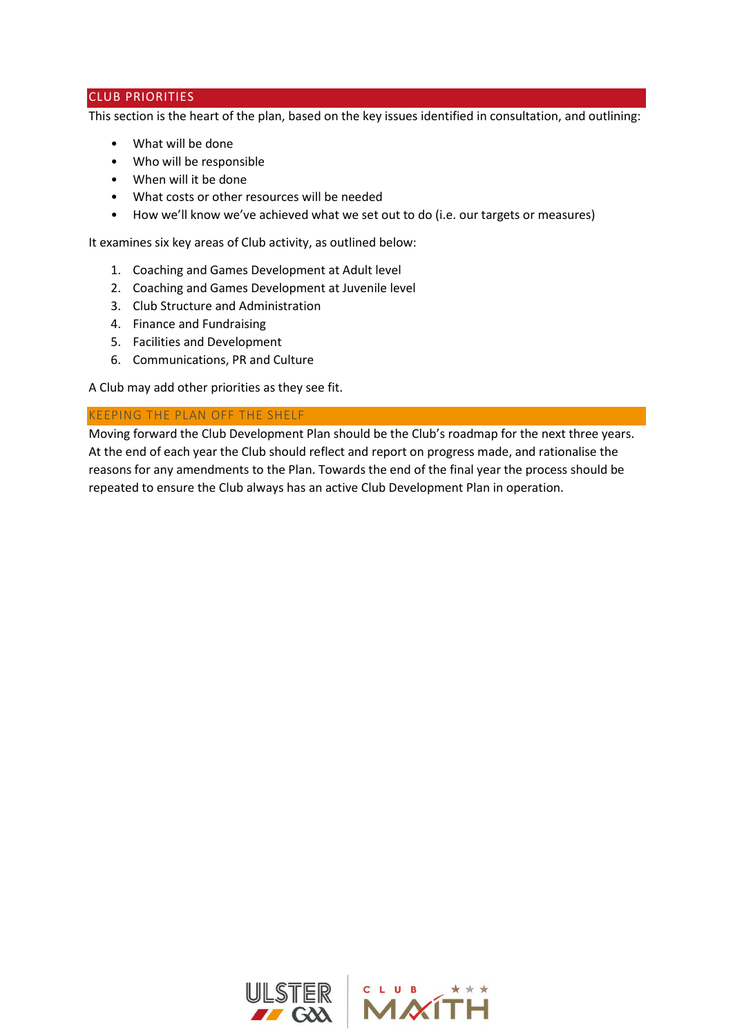## CLUB PRIORITIES

This section is the heart of the plan, based on the key issues identified in consultation, and outlining:

- What will be done
- Who will be responsible
- When will it be done
- What costs or other resources will be needed
- How we'll know we've achieved what we set out to do (i.e. our targets or measures)

It examines six key areas of Club activity, as outlined below:

1. Coaching and Games Development at Adult level
2. Coaching and Games Development at Juvenile level
3. Club Structure and Administration
4. Finance and Fundraising
5. Facilities and Development
6. Communications, PR and Culture

A Club may add other priorities as they see fit.

## KEEPING THE PLAN OFF THE SHELF

Moving forward the Club Development Plan should be the Club's roadmap for the next three years. At the end of each year the Club should reflect and report on progress made, and rationalise the reasons for any amendments to the Plan. Towards the end of the final year the process should be repeated to ensure the Club always has an active Club Development Plan in operation.